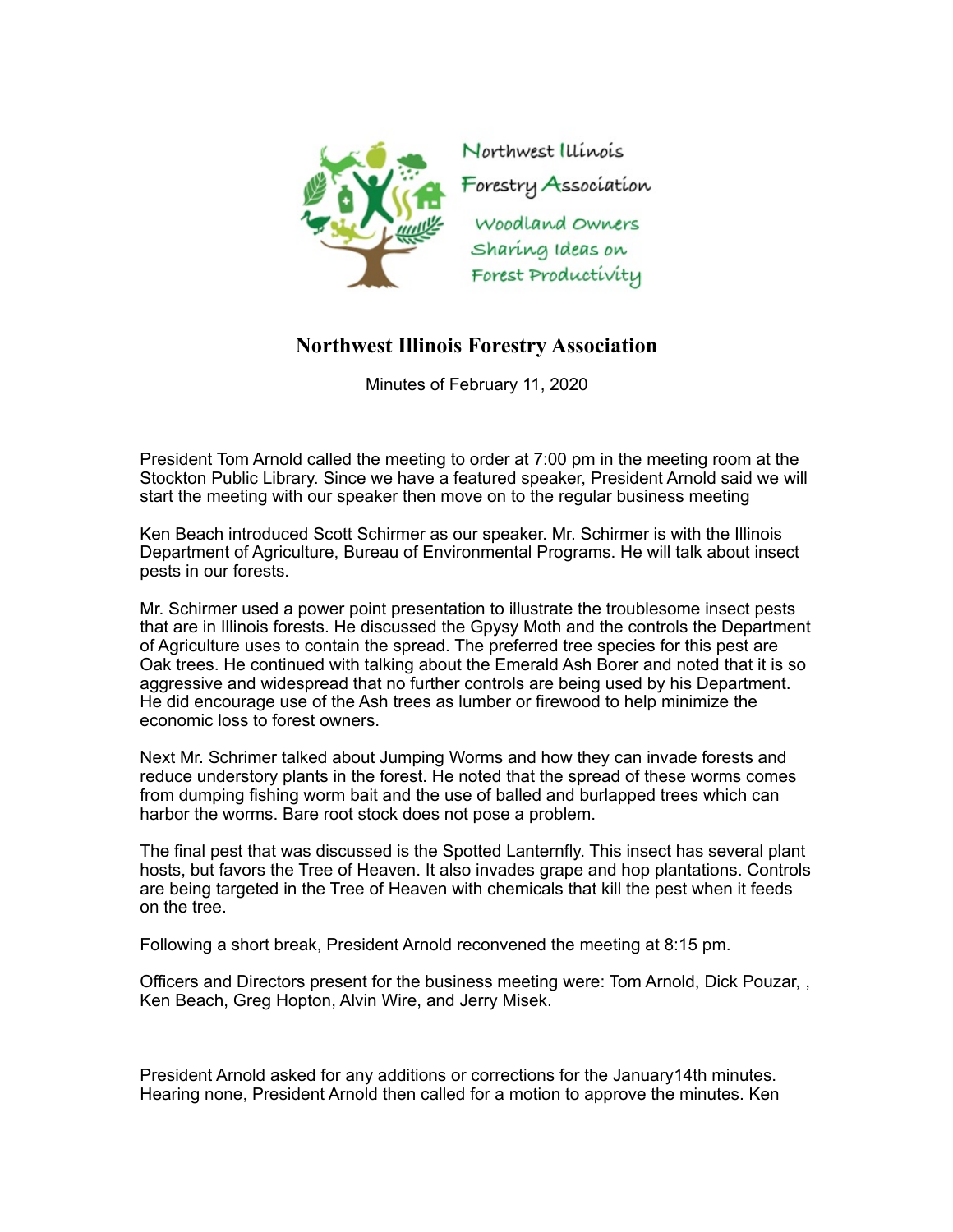Northwest Illinois Forestry Association

Woodland Owners Sharing Ideas on Forest Productivity

# Northwest Illinois Forestry Association

Minutes of February 11, 2020

President Tom Arnold called the meeting to order at 7:00 pm in the meeting room at the Stockton Public Library. Since we have a featured speaker, President Arnold said we will start the meeting with our speaker then move on to the regular business meeting

Ken Beach introduced Scott Schirmer as our speaker. Mr. Schirmer is with the Illinois Department of Agriculture, Bureau of Environmental Programs. He will talk about insect pests in our forests.

Mr. Schirmer used a power point presentation to illustrate the troublesome insect pests that are in Illinois forests. He discussed the Gpysy Moth and the controls the Department of Agriculture uses to contain the spread. The preferred tree species for this pest are Oak trees. He continued with talking about the Emerald Ash Borer and noted that it is so aggressive and widespread that no further controls are being used by his Department. He did encourage use of the Ash trees as lumber or firewood to help minimize the economic loss to forest owners.

Next Mr. Schrimer talked about Jumping Worms and how they can invade forests and reduce understory plants in the forest. He noted that the spread of these worms comes from dumping fishing worm bait and the use of balled and burlapped trees which can harbor the worms. Bare root stock does not pose a problem.

The final pest that was discussed is the Spotted Lanternfly. This insect has several plant hosts, but favors the Tree of Heaven. It also invades grape and hop plantations. Controls are being targeted in the Tree of Heaven with chemicals that kill the pest when it feeds on the tree.

Following a short break, President Arnold reconvened the meeting at 8:15 pm.

Officers and Directors present for the business meeting were: Tom Arnold, Dick Pouzar, , Ken Beach, Greg Hopton, Alvin Wire, and Jerry Misek.

President Arnold asked for any additions or corrections for the January14th minutes. Hearing none, President Arnold then called for a motion to approve the minutes. Ken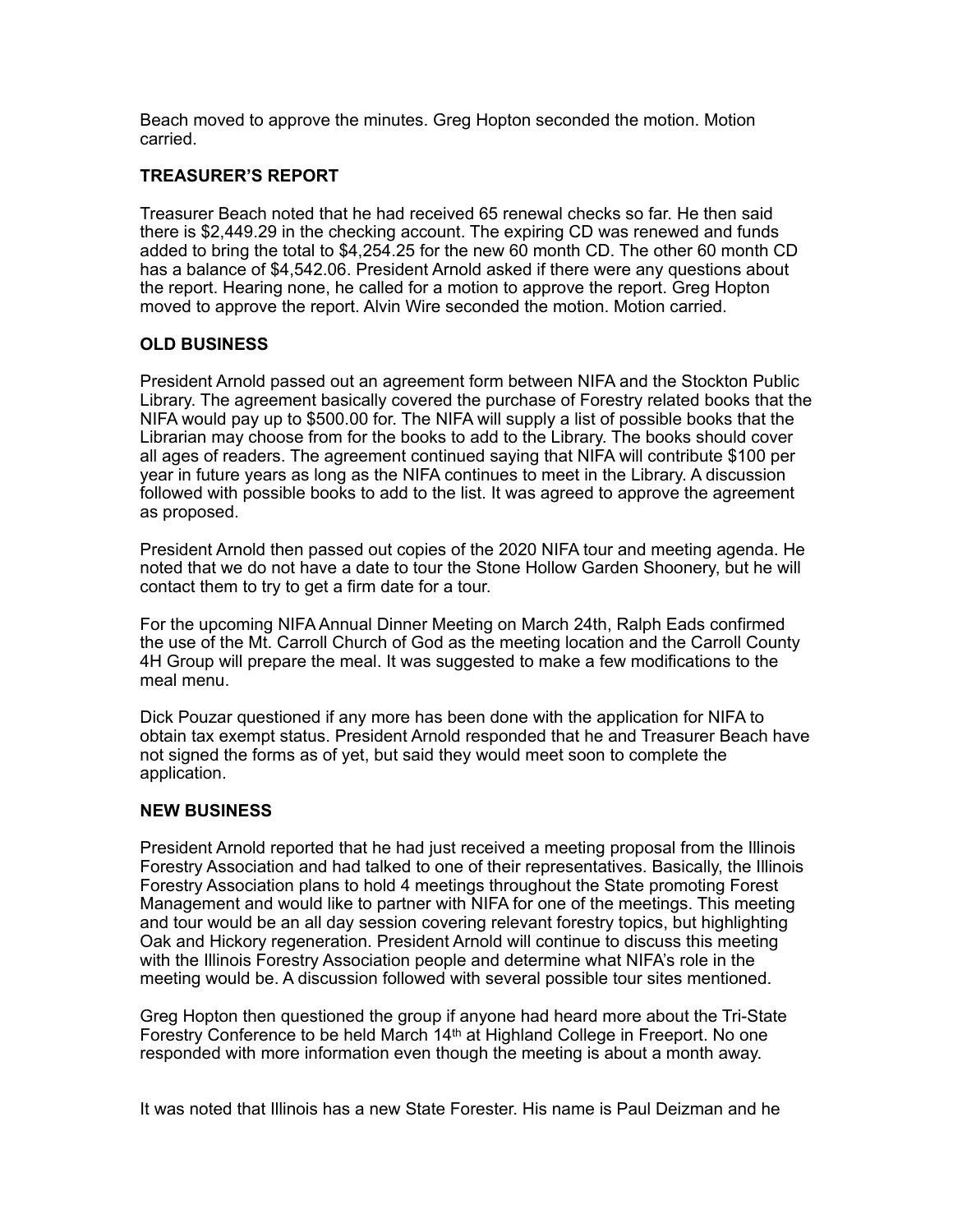Beach moved to approve the minutes. Greg Hopton seconded the motion. Motion carried.

**TREASURER'S REPORT**

Treasurer Beach noted that he had received 65 renewal checks so far. He then said there is $2,449.29 in the checking account. The expiring CD was renewed and funds added to bring the total to $4,254.25 for the new 60 month CD. The other 60 month CD has a balance of $4,542.06. President Arnold asked if there were any questions about the report. Hearing none, he called for a motion to approve the report. Greg Hopton moved to approve the report. Alvin Wire seconded the motion. Motion carried.

**OLD BUSINESS**

President Arnold passed out an agreement form between NIFA and the Stockton Public Library. The agreement basically covered the purchase of Forestry related books that the NIFA would pay up to $500.00 for. The NIFA will supply a list of possible books that the Librarian may choose from for the books to add to the Library. The books should cover all ages of readers. The agreement continued saying that NIFA will contribute $100 per year in future years as long as the NIFA continues to meet in the Library. A discussion followed with possible books to add to the list. It was agreed to approve the agreement as proposed.

President Arnold then passed out copies of the 2020 NIFA tour and meeting agenda. He noted that we do not have a date to tour the Stone Hollow Garden Shoonery, but he will contact them to try to get a firm date for a tour.

For the upcoming NIFA Annual Dinner Meeting on March 24th, Ralph Eads confirmed the use of the Mt. Carroll Church of God as the meeting location and the Carroll County 4H Group will prepare the meal. It was suggested to make a few modifications to the meal menu.

Dick Pouzar questioned if any more has been done with the application for NIFA to obtain tax exempt status. President Arnold responded that he and Treasurer Beach have not signed the forms as of yet, but said they would meet soon to complete the application.

**NEW BUSINESS**

President Arnold reported that he had just received a meeting proposal from the Illinois Forestry Association and had talked to one of their representatives. Basically, the Illinois Forestry Association plans to hold 4 meetings throughout the State promoting Forest Management and would like to partner with NIFA for one of the meetings. This meeting and tour would be an all day session covering relevant forestry topics, but highlighting Oak and Hickory regeneration. President Arnold will continue to discuss this meeting with the Illinois Forestry Association people and determine what NIFA's role in the meeting would be. A discussion followed with several possible tour sites mentioned.

Greg Hopton then questioned the group if anyone had heard more about the Tri-State Forestry Conference to be held March 14th at Highland College in Freeport. No one responded with more information even though the meeting is about a month away.

It was noted that Illinois has a new State Forester. His name is Paul Deizman and he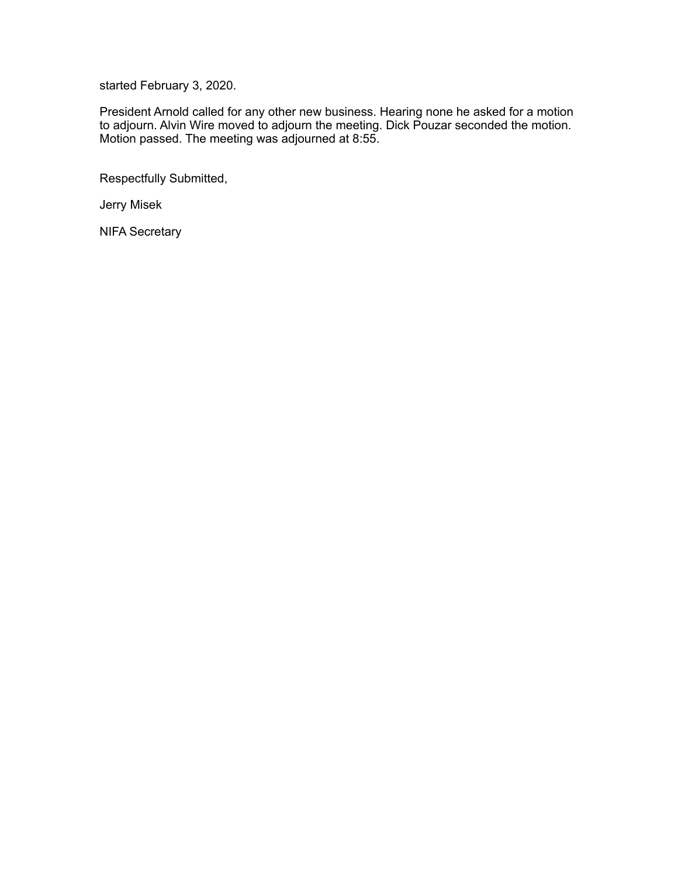started February 3, 2020.

President Arnold called for any other new business. Hearing none he asked for a motion to adjourn. Alvin Wire moved to adjourn the meeting. Dick Pouzar seconded the motion. Motion passed. The meeting was adjourned at 8:55.

Respectfully Submitted,

Jerry Misek

NIFA Secretary